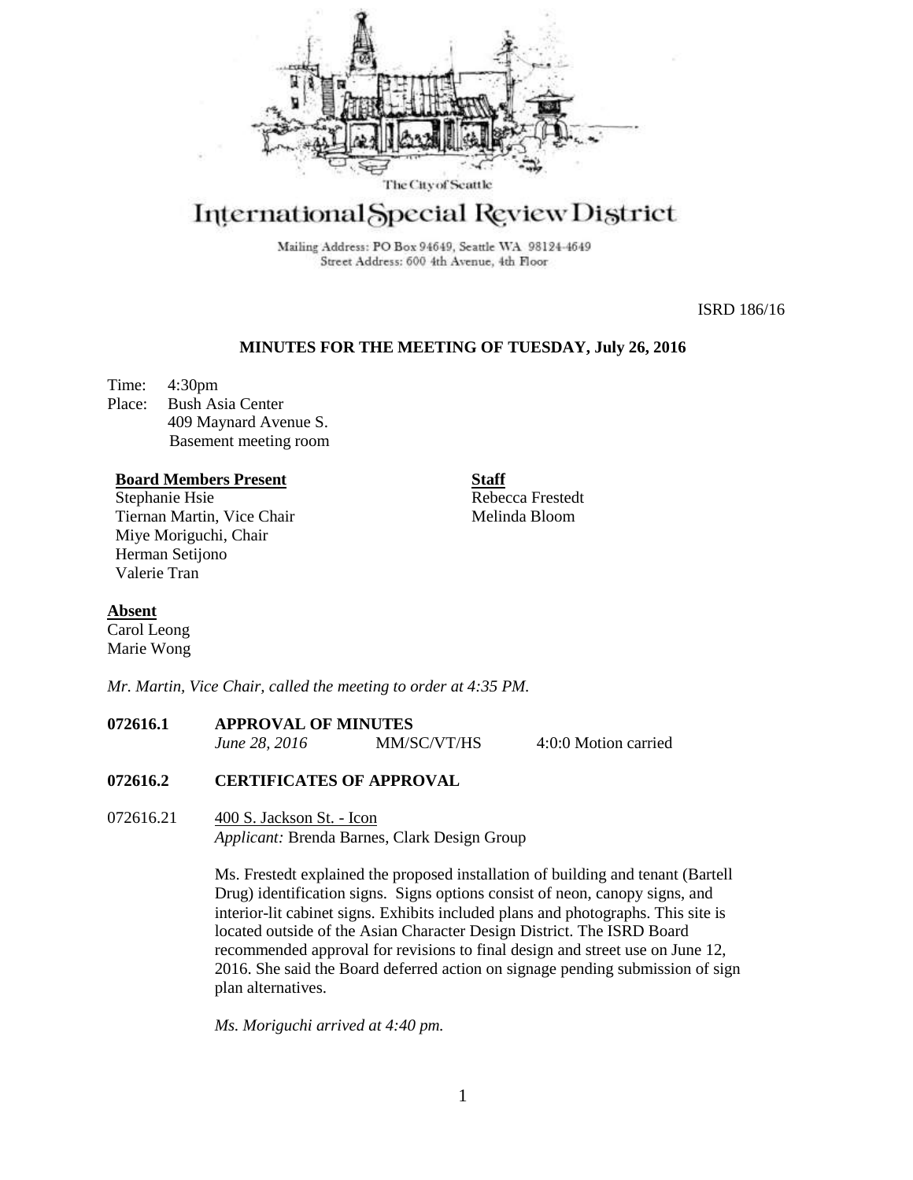The City of Seattle

# International Special Review District

Mailing Address: PO Box 94649, Seattle WA 98124-4649
Street Address: 600 4th Avenue, 4th Floor

ISRD 186/16

## MINUTES FOR THE MEETING OF TUESDAY, July 26, 2016

Time: 4:30pm
Place: Bush Asia Center
409 Maynard Avenue S.
Basement meeting room

**Board Members Present**
Stephanie Hsie
Tiernan Martin, Vice Chair
Miye Moriguchi, Chair
Herman Setijono
Valerie Tran

**Staff**
Rebecca Frestedt
Melinda Bloom

**Absent**
Carol Leong
Marie Wong

*Mr. Martin, Vice Chair, called the meeting to order at 4:35 PM.*

**072616.1 APPROVAL OF MINUTES**

*June 28, 2016* MM/SC/VT/HS 4:0:0 Motion carried

**072616.2 CERTIFICATES OF APPROVAL**

072616.21 400 S. Jackson St. - Icon
*Applicant:* Brenda Barnes, Clark Design Group

Ms. Frestedt explained the proposed installation of building and tenant (Bartell Drug) identification signs. Signs options consist of neon, canopy signs, and interior-lit cabinet signs. Exhibits included plans and photographs. This site is located outside of the Asian Character Design District. The ISRD Board recommended approval for revisions to final design and street use on June 12, 2016. She said the Board deferred action on signage pending submission of sign plan alternatives.

*Ms. Moriguchi arrived at 4:40 pm.*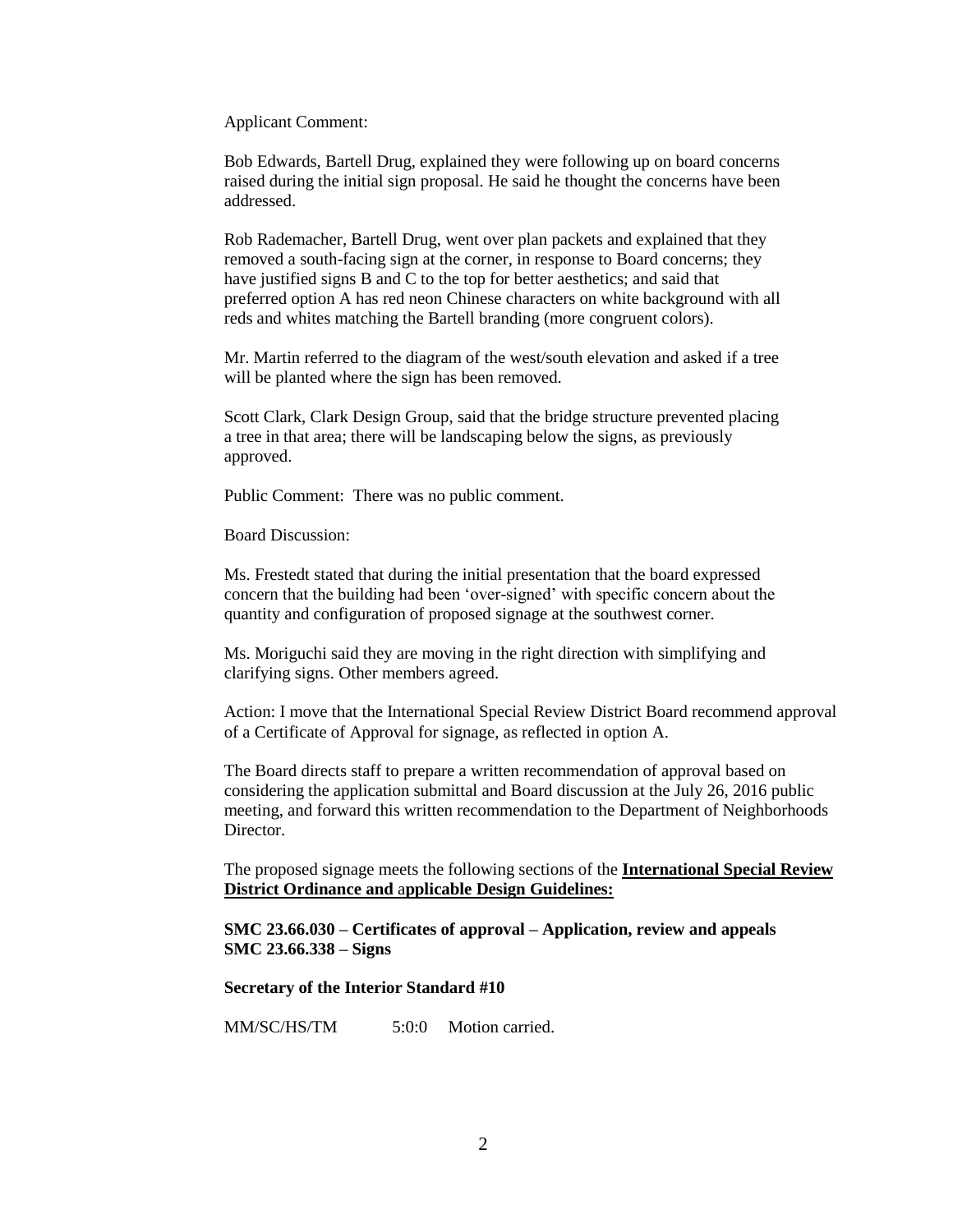Applicant Comment:

Bob Edwards, Bartell Drug, explained they were following up on board concerns raised during the initial sign proposal. He said he thought the concerns have been addressed.

Rob Rademacher, Bartell Drug, went over plan packets and explained that they removed a south-facing sign at the corner, in response to Board concerns; they have justified signs B and C to the top for better aesthetics; and said that preferred option A has red neon Chinese characters on white background with all reds and whites matching the Bartell branding (more congruent colors).

Mr. Martin referred to the diagram of the west/south elevation and asked if a tree will be planted where the sign has been removed.

Scott Clark, Clark Design Group, said that the bridge structure prevented placing a tree in that area; there will be landscaping below the signs, as previously approved.

Public Comment: There was no public comment.

Board Discussion:

Ms. Frestedt stated that during the initial presentation that the board expressed concern that the building had been 'over-signed' with specific concern about the quantity and configuration of proposed signage at the southwest corner.

Ms. Moriguchi said they are moving in the right direction with simplifying and clarifying signs. Other members agreed.

Action: I move that the International Special Review District Board recommend approval of a Certificate of Approval for signage, as reflected in option A.

The Board directs staff to prepare a written recommendation of approval based on considering the application submittal and Board discussion at the July 26, 2016 public meeting, and forward this written recommendation to the Department of Neighborhoods Director.

The proposed signage meets the following sections of the **International Special Review District Ordinance and applicable Design Guidelines:**

**SMC 23.66.030 – Certificates of approval – Application, review and appeals**
**SMC 23.66.338 – Signs**

**Secretary of the Interior Standard #10**

MM/SC/HS/TM 5:0:0 Motion carried.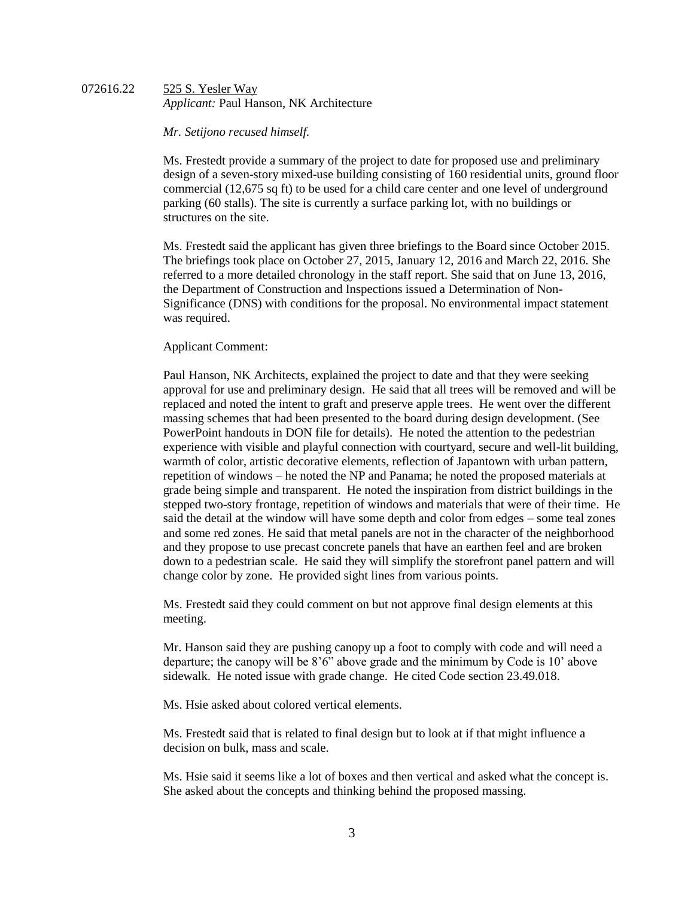072616.22 525 S. Yesler Way
*Applicant:* Paul Hanson, NK Architecture

*Mr. Setijono recused himself.*

Ms. Frestedt provide a summary of the project to date for proposed use and preliminary design of a seven-story mixed-use building consisting of 160 residential units, ground floor commercial (12,675 sq ft) to be used for a child care center and one level of underground parking (60 stalls). The site is currently a surface parking lot, with no buildings or structures on the site.

Ms. Frestedt said the applicant has given three briefings to the Board since October 2015. The briefings took place on October 27, 2015, January 12, 2016 and March 22, 2016. She referred to a more detailed chronology in the staff report. She said that on June 13, 2016, the Department of Construction and Inspections issued a Determination of Non-Significance (DNS) with conditions for the proposal. No environmental impact statement was required.

Applicant Comment:

Paul Hanson, NK Architects, explained the project to date and that they were seeking approval for use and preliminary design. He said that all trees will be removed and will be replaced and noted the intent to graft and preserve apple trees. He went over the different massing schemes that had been presented to the board during design development. (See PowerPoint handouts in DON file for details). He noted the attention to the pedestrian experience with visible and playful connection with courtyard, secure and well-lit building, warmth of color, artistic decorative elements, reflection of Japantown with urban pattern, repetition of windows – he noted the NP and Panama; he noted the proposed materials at grade being simple and transparent. He noted the inspiration from district buildings in the stepped two-story frontage, repetition of windows and materials that were of their time. He said the detail at the window will have some depth and color from edges – some teal zones and some red zones. He said that metal panels are not in the character of the neighborhood and they propose to use precast concrete panels that have an earthen feel and are broken down to a pedestrian scale. He said they will simplify the storefront panel pattern and will change color by zone. He provided sight lines from various points.

Ms. Frestedt said they could comment on but not approve final design elements at this meeting.

Mr. Hanson said they are pushing canopy up a foot to comply with code and will need a departure; the canopy will be 8'6" above grade and the minimum by Code is 10' above sidewalk. He noted issue with grade change. He cited Code section 23.49.018.

Ms. Hsie asked about colored vertical elements.

Ms. Frestedt said that is related to final design but to look at if that might influence a decision on bulk, mass and scale.

Ms. Hsie said it seems like a lot of boxes and then vertical and asked what the concept is. She asked about the concepts and thinking behind the proposed massing.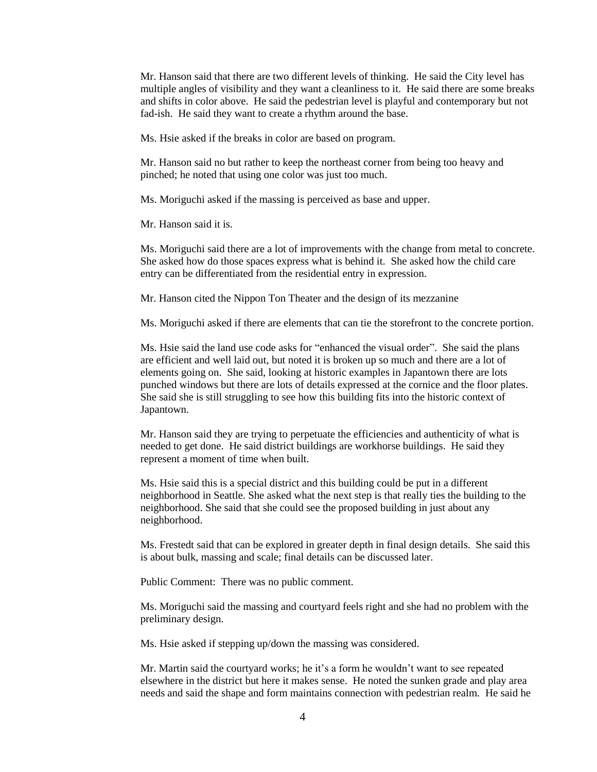Mr. Hanson said that there are two different levels of thinking. He said the City level has multiple angles of visibility and they want a cleanliness to it. He said there are some breaks and shifts in color above. He said the pedestrian level is playful and contemporary but not fad-ish. He said they want to create a rhythm around the base.

Ms. Hsie asked if the breaks in color are based on program.

Mr. Hanson said no but rather to keep the northeast corner from being too heavy and pinched; he noted that using one color was just too much.

Ms. Moriguchi asked if the massing is perceived as base and upper.

Mr. Hanson said it is.

Ms. Moriguchi said there are a lot of improvements with the change from metal to concrete. She asked how do those spaces express what is behind it. She asked how the child care entry can be differentiated from the residential entry in expression.

Mr. Hanson cited the Nippon Ton Theater and the design of its mezzanine

Ms. Moriguchi asked if there are elements that can tie the storefront to the concrete portion.

Ms. Hsie said the land use code asks for "enhanced the visual order". She said the plans are efficient and well laid out, but noted it is broken up so much and there are a lot of elements going on. She said, looking at historic examples in Japantown there are lots punched windows but there are lots of details expressed at the cornice and the floor plates. She said she is still struggling to see how this building fits into the historic context of Japantown.

Mr. Hanson said they are trying to perpetuate the efficiencies and authenticity of what is needed to get done. He said district buildings are workhorse buildings. He said they represent a moment of time when built.

Ms. Hsie said this is a special district and this building could be put in a different neighborhood in Seattle. She asked what the next step is that really ties the building to the neighborhood. She said that she could see the proposed building in just about any neighborhood.

Ms. Frestedt said that can be explored in greater depth in final design details. She said this is about bulk, massing and scale; final details can be discussed later.

Public Comment: There was no public comment.

Ms. Moriguchi said the massing and courtyard feels right and she had no problem with the preliminary design.

Ms. Hsie asked if stepping up/down the massing was considered.

Mr. Martin said the courtyard works; he it's a form he wouldn't want to see repeated elsewhere in the district but here it makes sense. He noted the sunken grade and play area needs and said the shape and form maintains connection with pedestrian realm. He said he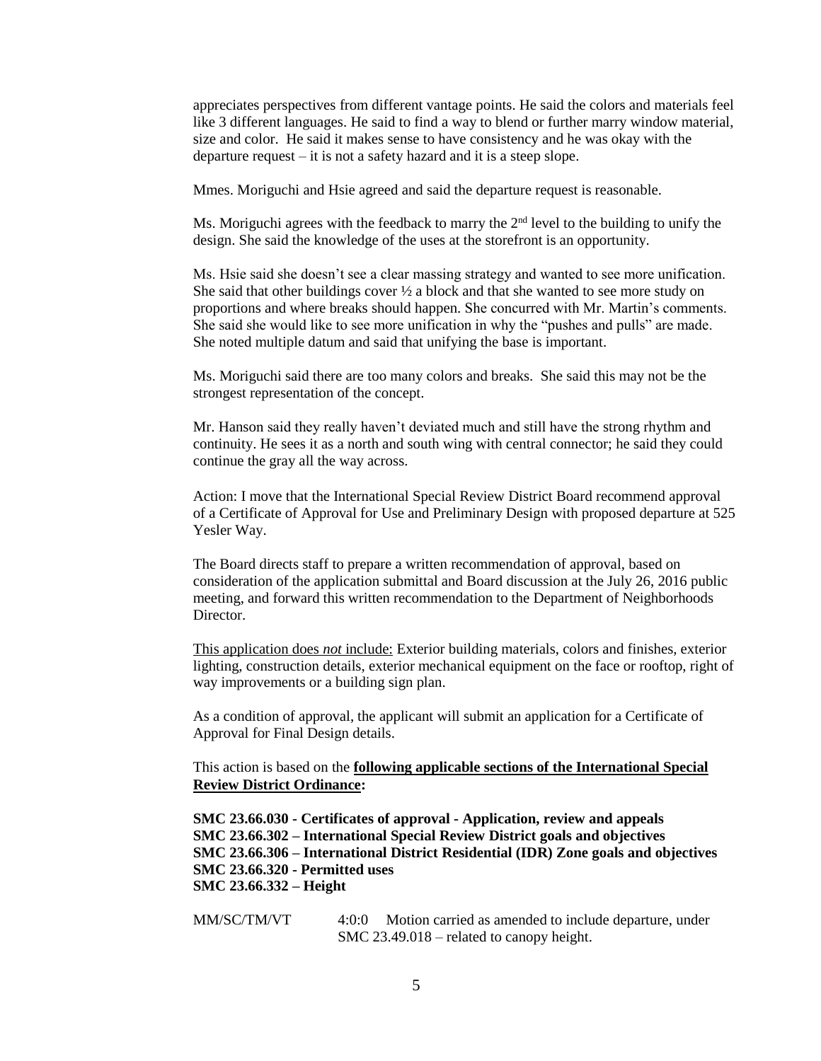appreciates perspectives from different vantage points. He said the colors and materials feel like 3 different languages. He said to find a way to blend or further marry window material, size and color. He said it makes sense to have consistency and he was okay with the departure request – it is not a safety hazard and it is a steep slope.

Mmes. Moriguchi and Hsie agreed and said the departure request is reasonable.

Ms. Moriguchi agrees with the feedback to marry the 2nd level to the building to unify the design. She said the knowledge of the uses at the storefront is an opportunity.

Ms. Hsie said she doesn't see a clear massing strategy and wanted to see more unification. She said that other buildings cover ½ a block and that she wanted to see more study on proportions and where breaks should happen. She concurred with Mr. Martin's comments. She said she would like to see more unification in why the "pushes and pulls" are made. She noted multiple datum and said that unifying the base is important.

Ms. Moriguchi said there are too many colors and breaks. She said this may not be the strongest representation of the concept.

Mr. Hanson said they really haven't deviated much and still have the strong rhythm and continuity. He sees it as a north and south wing with central connector; he said they could continue the gray all the way across.

Action: I move that the International Special Review District Board recommend approval of a Certificate of Approval for Use and Preliminary Design with proposed departure at 525 Yesler Way.

The Board directs staff to prepare a written recommendation of approval, based on consideration of the application submittal and Board discussion at the July 26, 2016 public meeting, and forward this written recommendation to the Department of Neighborhoods Director.

<u>This application does *not* include:</u> Exterior building materials, colors and finishes, exterior lighting, construction details, exterior mechanical equipment on the face or rooftop, right of way improvements or a building sign plan.

As a condition of approval, the applicant will submit an application for a Certificate of Approval for Final Design details.

This action is based on the **<u>following applicable sections of the International Special Review District Ordinance</u>:**

**SMC 23.66.030 - Certificates of approval - Application, review and appeals**
**SMC 23.66.302 – International Special Review District goals and objectives**
**SMC 23.66.306 – International District Residential (IDR) Zone goals and objectives**
**SMC 23.66.320 - Permitted uses**
**SMC 23.66.332 – Height**

MM/SC/TM/VT 4:0:0 Motion carried as amended to include departure, under SMC 23.49.018 – related to canopy height.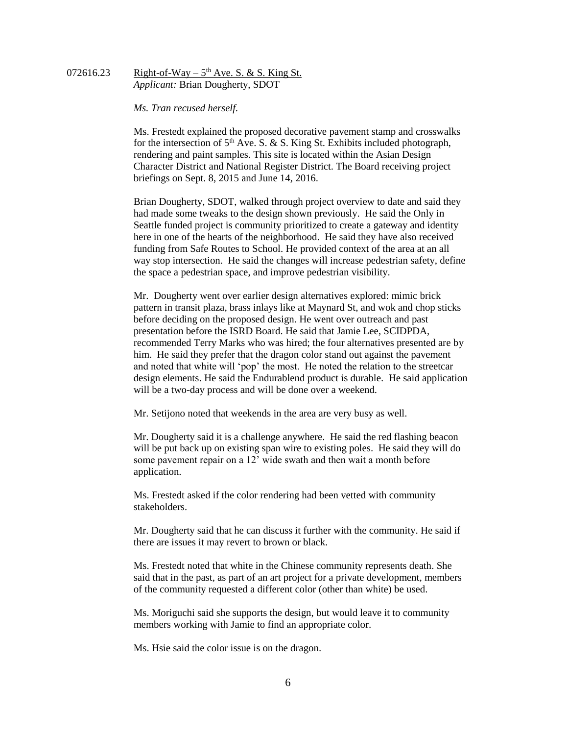072616.23 Right-of-Way – 5th Ave. S. & S. King St.
*Applicant:* Brian Dougherty, SDOT

*Ms. Tran recused herself.*

Ms. Frestedt explained the proposed decorative pavement stamp and crosswalks for the intersection of 5th Ave. S. & S. King St. Exhibits included photograph, rendering and paint samples. This site is located within the Asian Design Character District and National Register District. The Board receiving project briefings on Sept. 8, 2015 and June 14, 2016.

Brian Dougherty, SDOT, walked through project overview to date and said they had made some tweaks to the design shown previously. He said the Only in Seattle funded project is community prioritized to create a gateway and identity here in one of the hearts of the neighborhood. He said they have also received funding from Safe Routes to School. He provided context of the area at an all way stop intersection. He said the changes will increase pedestrian safety, define the space a pedestrian space, and improve pedestrian visibility.

Mr. Dougherty went over earlier design alternatives explored: mimic brick pattern in transit plaza, brass inlays like at Maynard St, and wok and chop sticks before deciding on the proposed design. He went over outreach and past presentation before the ISRD Board. He said that Jamie Lee, SCIDPDA, recommended Terry Marks who was hired; the four alternatives presented are by him. He said they prefer that the dragon color stand out against the pavement and noted that white will 'pop' the most. He noted the relation to the streetcar design elements. He said the Endurablend product is durable. He said application will be a two-day process and will be done over a weekend.

Mr. Setijono noted that weekends in the area are very busy as well.

Mr. Dougherty said it is a challenge anywhere. He said the red flashing beacon will be put back up on existing span wire to existing poles. He said they will do some pavement repair on a 12' wide swath and then wait a month before application.

Ms. Frestedt asked if the color rendering had been vetted with community stakeholders.

Mr. Dougherty said that he can discuss it further with the community. He said if there are issues it may revert to brown or black.

Ms. Frestedt noted that white in the Chinese community represents death. She said that in the past, as part of an art project for a private development, members of the community requested a different color (other than white) be used.

Ms. Moriguchi said she supports the design, but would leave it to community members working with Jamie to find an appropriate color.

Ms. Hsie said the color issue is on the dragon.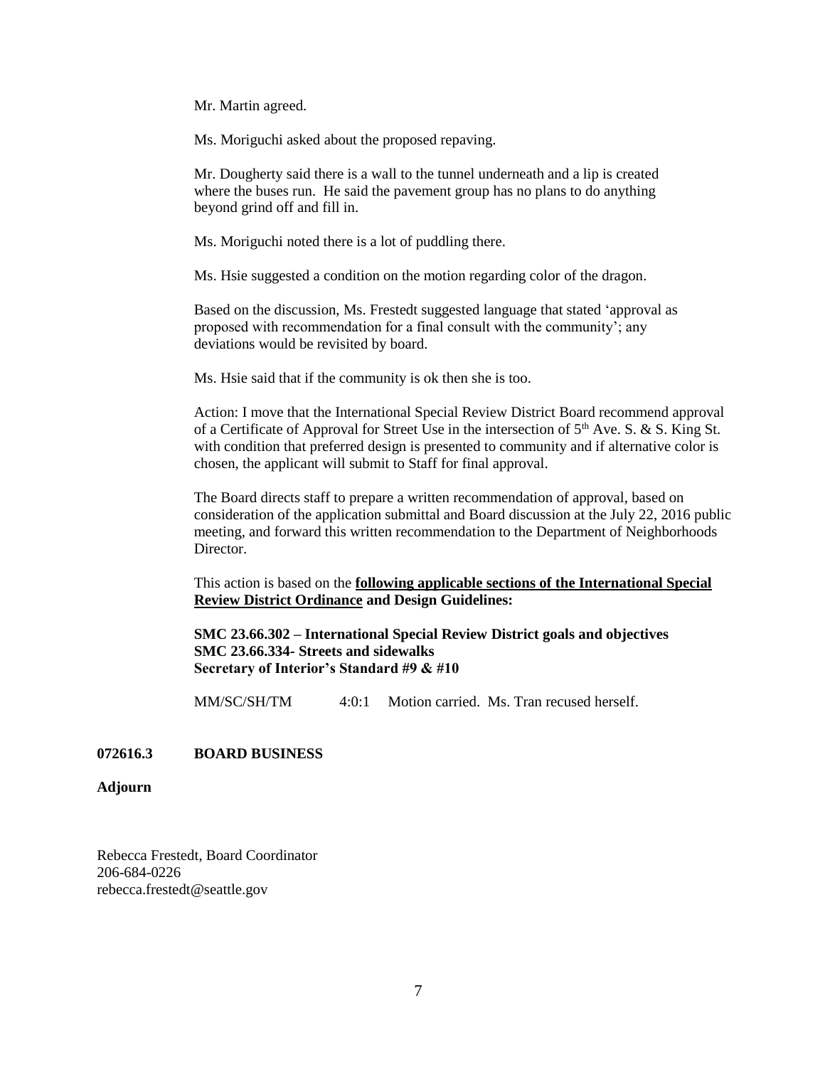Mr. Martin agreed.

Ms. Moriguchi asked about the proposed repaving.

Mr. Dougherty said there is a wall to the tunnel underneath and a lip is created where the buses run. He said the pavement group has no plans to do anything beyond grind off and fill in.

Ms. Moriguchi noted there is a lot of puddling there.

Ms. Hsie suggested a condition on the motion regarding color of the dragon.

Based on the discussion, Ms. Frestedt suggested language that stated 'approval as proposed with recommendation for a final consult with the community'; any deviations would be revisited by board.

Ms. Hsie said that if the community is ok then she is too.

Action: I move that the International Special Review District Board recommend approval of a Certificate of Approval for Street Use in the intersection of 5th Ave. S. & S. King St. with condition that preferred design is presented to community and if alternative color is chosen, the applicant will submit to Staff for final approval.

The Board directs staff to prepare a written recommendation of approval, based on consideration of the application submittal and Board discussion at the July 22, 2016 public meeting, and forward this written recommendation to the Department of Neighborhoods Director.

This action is based on the **following applicable sections of the International Special Review District Ordinance and Design Guidelines:**

**SMC 23.66.302 – International Special Review District goals and objectives**
**SMC 23.66.334- Streets and sidewalks**
**Secretary of Interior's Standard #9 & #10**

MM/SC/SH/TM 4:0:1 Motion carried. Ms. Tran recused herself.

**072616.3 BOARD BUSINESS**

**Adjourn**

Rebecca Frestedt, Board Coordinator
206-684-0226
rebecca.frestedt@seattle.gov